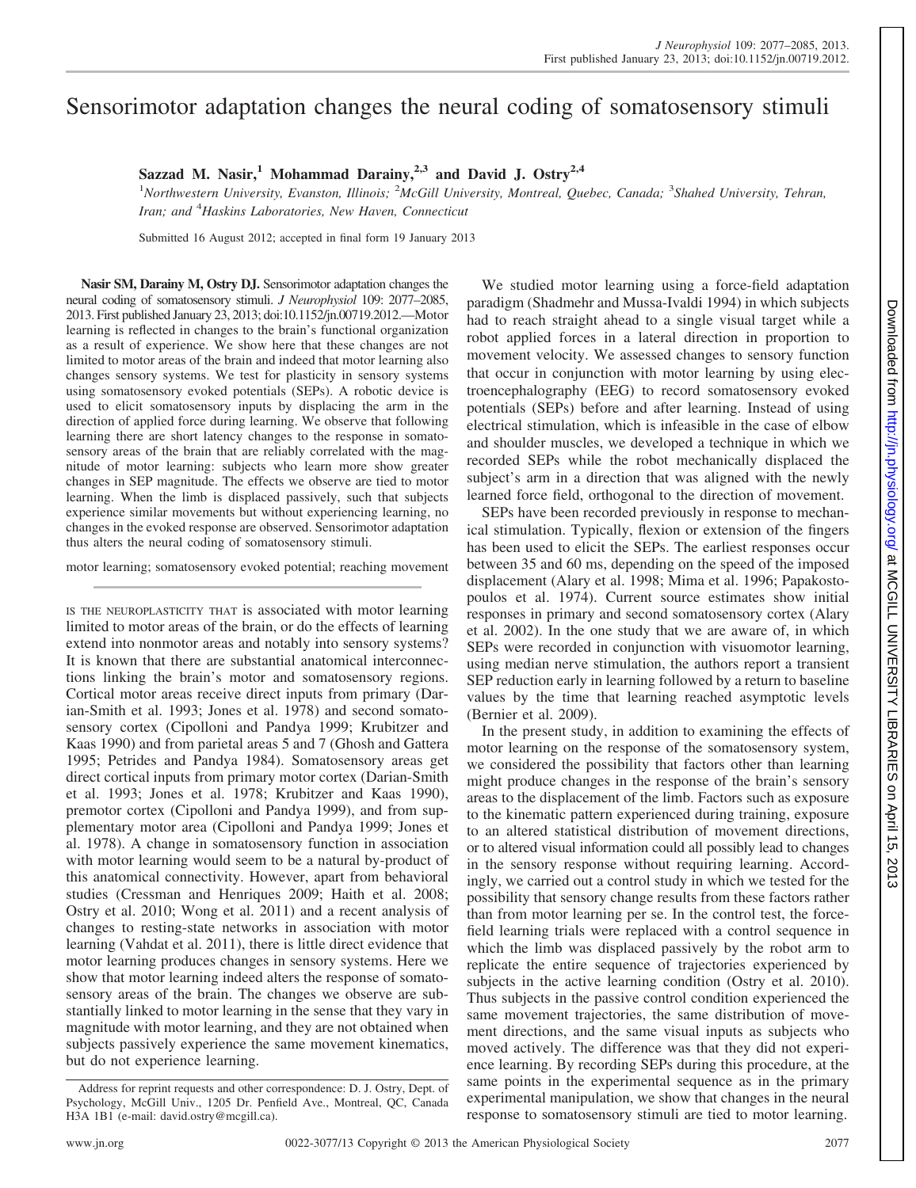# Sensorimotor adaptation changes the neural coding of somatosensory stimuli

**Sazzad M. Nasir,[1] Mohammad Darainy,[2,3] and David J. Ostry[2,4]**

[1]*Northwestern University, Evanston, Illinois;* [2]*McGill University, Montreal, Quebec, Canada;* [3]*Shahed University, Tehran, Iran; and* [4]*Haskins Laboratories, New Haven, Connecticut*

Submitted 16 August 2012; accepted in final form 19 January 2013

**Nasir SM, Darainy M, Ostry DJ.** Sensorimotor adaptation changes the neural coding of somatosensory stimuli. *J Neurophysiol* 109: 2077–2085, 2013. First published January 23, 2013; doi:10.1152/jn.00719.2012.—Motor learning is reflected in changes to the brain's functional organization as a result of experience. We show here that these changes are not limited to motor areas of the brain and indeed that motor learning also changes sensory systems. We test for plasticity in sensory systems using somatosensory evoked potentials (SEPs). A robotic device is used to elicit somatosensory inputs by displacing the arm in the direction of applied force during learning. We observe that following learning there are short latency changes to the response in somatosensory areas of the brain that are reliably correlated with the magnitude of motor learning: subjects who learn more show greater changes in SEP magnitude. The effects we observe are tied to motor learning. When the limb is displaced passively, such that subjects experience similar movements but without experiencing learning, no changes in the evoked response are observed. Sensorimotor adaptation thus alters the neural coding of somatosensory stimuli.

motor learning; somatosensory evoked potential; reaching movement

IS THE NEUROPLASTICITY THAT is associated with motor learning limited to motor areas of the brain, or do the effects of learning extend into nonmotor areas and notably into sensory systems? It is known that there are substantial anatomical interconnections linking the brain's motor and somatosensory regions. Cortical motor areas receive direct inputs from primary (Darian-Smith et al. 1993; Jones et al. 1978) and second somatosensory cortex (Cipolloni and Pandya 1999; Krubitzer and Kaas 1990) and from parietal areas 5 and 7 (Ghosh and Gattera 1995; Petrides and Pandya 1984). Somatosensory areas get direct cortical inputs from primary motor cortex (Darian-Smith et al. 1993; Jones et al. 1978; Krubitzer and Kaas 1990), premotor cortex (Cipolloni and Pandya 1999), and from supplementary motor area (Cipolloni and Pandya 1999; Jones et al. 1978). A change in somatosensory function in association with motor learning would seem to be a natural by-product of this anatomical connectivity. However, apart from behavioral studies (Cressman and Henriques 2009; Haith et al. 2008; Ostry et al. 2010; Wong et al. 2011) and a recent analysis of changes to resting-state networks in association with motor learning (Vahdat et al. 2011), there is little direct evidence that motor learning produces changes in sensory systems. Here we show that motor learning indeed alters the response of somatosensory areas of the brain. The changes we observe are substantially linked to motor learning in the sense that they vary in magnitude with motor learning, and they are not obtained when subjects passively experience the same movement kinematics, but do not experience learning.

We studied motor learning using a force-field adaptation paradigm (Shadmehr and Mussa-Ivaldi 1994) in which subjects had to reach straight ahead to a single visual target while a robot applied forces in a lateral direction in proportion to movement velocity. We assessed changes to sensory function that occur in conjunction with motor learning by using electroencephalography (EEG) to record somatosensory evoked potentials (SEPs) before and after learning. Instead of using electrical stimulation, which is infeasible in the case of elbow and shoulder muscles, we developed a technique in which we recorded SEPs while the robot mechanically displaced the subject's arm in a direction that was aligned with the newly learned force field, orthogonal to the direction of movement.

SEPs have been recorded previously in response to mechanical stimulation. Typically, flexion or extension of the fingers has been used to elicit the SEPs. The earliest responses occur between 35 and 60 ms, depending on the speed of the imposed displacement (Alary et al. 1998; Mima et al. 1996; Papakostopoulos et al. 1974). Current source estimates show initial responses in primary and second somatosensory cortex (Alary et al. 2002). In the one study that we are aware of, in which SEPs were recorded in conjunction with visuomotor learning, using median nerve stimulation, the authors report a transient SEP reduction early in learning followed by a return to baseline values by the time that learning reached asymptotic levels (Bernier et al. 2009).

In the present study, in addition to examining the effects of motor learning on the response of the somatosensory system, we considered the possibility that factors other than learning might produce changes in the response of the brain's sensory areas to the displacement of the limb. Factors such as exposure to the kinematic pattern experienced during training, exposure to an altered statistical distribution of movement directions, or to altered visual information could all possibly lead to changes in the sensory response without requiring learning. Accordingly, we carried out a control study in which we tested for the possibility that sensory change results from these factors rather than from motor learning per se. In the control test, the force-field learning trials were replaced with a control sequence in which the limb was displaced passively by the robot arm to replicate the entire sequence of trajectories experienced by subjects in the active learning condition (Ostry et al. 2010). Thus subjects in the passive control condition experienced the same movement trajectories, the same distribution of movement directions, and the same visual inputs as subjects who moved actively. The difference was that they did not experience learning. By recording SEPs during this procedure, at the same points in the experimental sequence as in the primary experimental manipulation, we show that changes in the neural response to somatosensory stimuli are tied to motor learning.

Address for reprint requests and other correspondence: D. J. Ostry, Dept. of Psychology, McGill Univ., 1205 Dr. Penfield Ave., Montreal, QC, Canada H3A 1B1 (e-mail: david.ostry@mcgill.ca).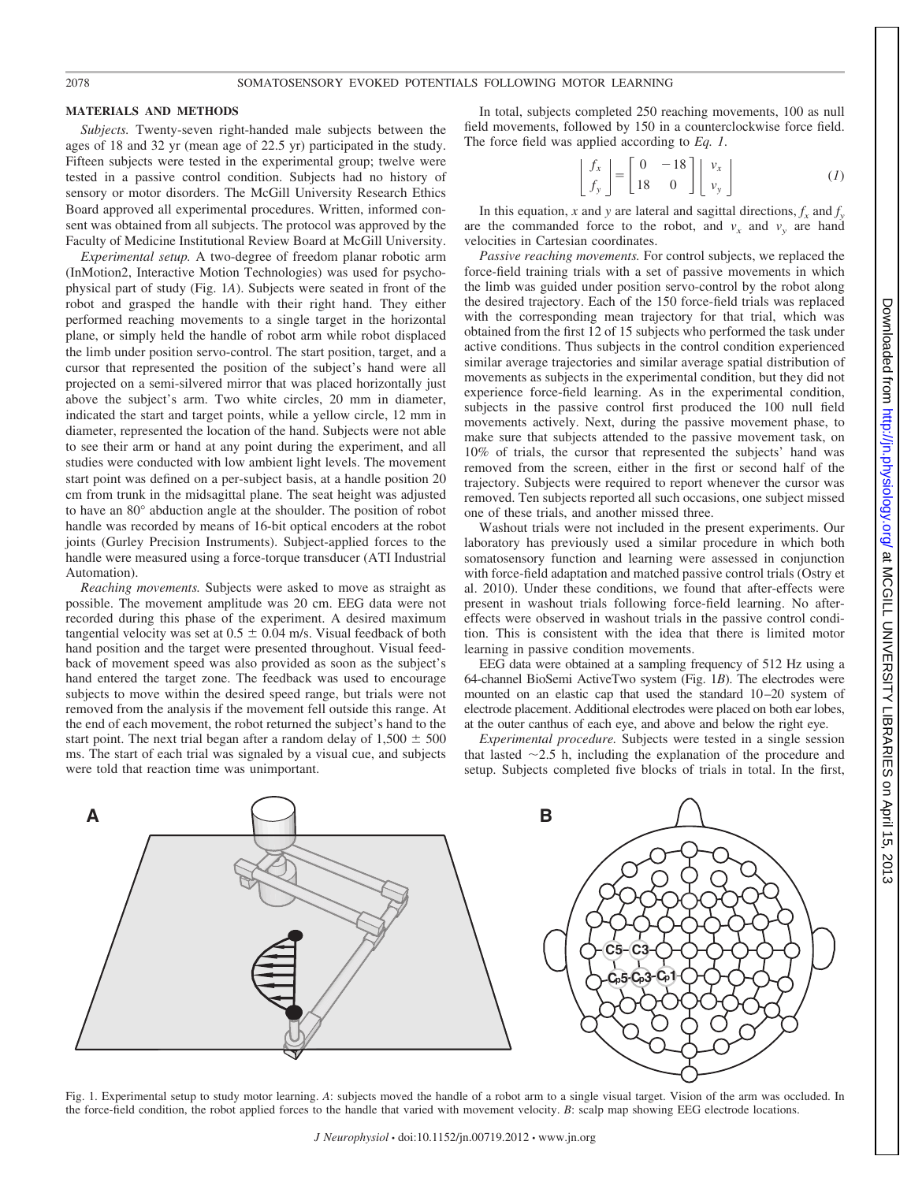## MATERIALS AND METHODS

*Subjects.* Twenty-seven right-handed male subjects between the ages of 18 and 32 yr (mean age of 22.5 yr) participated in the study. Fifteen subjects were tested in the experimental group; twelve were tested in a passive control condition. Subjects had no history of sensory or motor disorders. The McGill University Research Ethics Board approved all experimental procedures. Written, informed consent was obtained from all subjects. The protocol was approved by the Faculty of Medicine Institutional Review Board at McGill University.

*Experimental setup.* A two-degree of freedom planar robotic arm (InMotion2, Interactive Motion Technologies) was used for psychophysical part of study (Fig. 1*A*). Subjects were seated in front of the robot and grasped the handle with their right hand. They either performed reaching movements to a single target in the horizontal plane, or simply held the handle of robot arm while robot displaced the limb under position servo-control. The start position, target, and a cursor that represented the position of the subject's hand were all projected on a semi-silvered mirror that was placed horizontally just above the subject's arm. Two white circles, 20 mm in diameter, indicated the start and target points, while a yellow circle, 12 mm in diameter, represented the location of the hand. Subjects were not able to see their arm or hand at any point during the experiment, and all studies were conducted with low ambient light levels. The movement start point was defined on a per-subject basis, at a handle position 20 cm from trunk in the midsagittal plane. The seat height was adjusted to have an 80° abduction angle at the shoulder. The position of robot handle was recorded by means of 16-bit optical encoders at the robot joints (Gurley Precision Instruments). Subject-applied forces to the handle were measured using a force-torque transducer (ATI Industrial Automation).

*Reaching movements.* Subjects were asked to move as straight as possible. The movement amplitude was 20 cm. EEG data were not recorded during this phase of the experiment. A desired maximum tangential velocity was set at $0.5 \pm 0.04$ m/s. Visual feedback of both hand position and the target were presented throughout. Visual feedback of movement speed was also provided as soon as the subject's hand entered the target zone. The feedback was used to encourage subjects to move within the desired speed range, but trials were not removed from the analysis if the movement fell outside this range. At the end of each movement, the robot returned the subject's hand to the start point. The next trial began after a random delay of $1{,}500 \pm 500$ ms. The start of each trial was signaled by a visual cue, and subjects were told that reaction time was unimportant.

In total, subjects completed 250 reaching movements, 100 as null field movements, followed by 150 in a counterclockwise force field. The force field was applied according to *Eq. 1*.

$$\begin{bmatrix} f_x \\ f_y \end{bmatrix} = \begin{bmatrix} 0 & -18 \\ 18 & 0 \end{bmatrix} \begin{bmatrix} v_x \\ v_y \end{bmatrix} \quad (1)$$

In this equation, $x$ and $y$ are lateral and sagittal directions, $f_x$ and $f_y$ are the commanded force to the robot, and $v_x$ and $v_y$ are hand velocities in Cartesian coordinates.

*Passive reaching movements.* For control subjects, we replaced the force-field training trials with a set of passive movements in which the limb was guided under position servo-control by the robot along the desired trajectory. Each of the 150 force-field trials was replaced with the corresponding mean trajectory for that trial, which was obtained from the first 12 of 15 subjects who performed the task under active conditions. Thus subjects in the control condition experienced similar average trajectories and similar average spatial distribution of movements as subjects in the experimental condition, but they did not experience force-field learning. As in the experimental condition, subjects in the passive control first produced the 100 null field movements actively. Next, during the passive movement phase, to make sure that subjects attended to the passive movement task, on 10% of trials, the cursor that represented the subjects' hand was removed from the screen, either in the first or second half of the trajectory. Subjects were required to report whenever the cursor was removed. Ten subjects reported all such occasions, one subject missed one of these trials, and another missed three.

Washout trials were not included in the present experiments. Our laboratory has previously used a similar procedure in which both somatosensory function and learning were assessed in conjunction with force-field adaptation and matched passive control trials (Ostry et al. 2010). Under these conditions, we found that after-effects were present in washout trials following force-field learning. No after-effects were observed in washout trials in the passive control condition. This is consistent with the idea that there is limited motor learning in passive condition movements.

EEG data were obtained at a sampling frequency of 512 Hz using a 64-channel BioSemi ActiveTwo system (Fig. 1*B*). The electrodes were mounted on an elastic cap that used the standard 10–20 system of electrode placement. Additional electrodes were placed on both ear lobes, at the outer canthus of each eye, and above and below the right eye.

*Experimental procedure.* Subjects were tested in a single session that lasted ~2.5 h, including the explanation of the procedure and setup. Subjects completed five blocks of trials in total. In the first,

Fig. 1. Experimental setup to study motor learning. *A*: subjects moved the handle of a robot arm to a single visual target. Vision of the arm was occluded. In the force-field condition, the robot applied forces to the handle that varied with movement velocity. *B*: scalp map showing EEG electrode locations.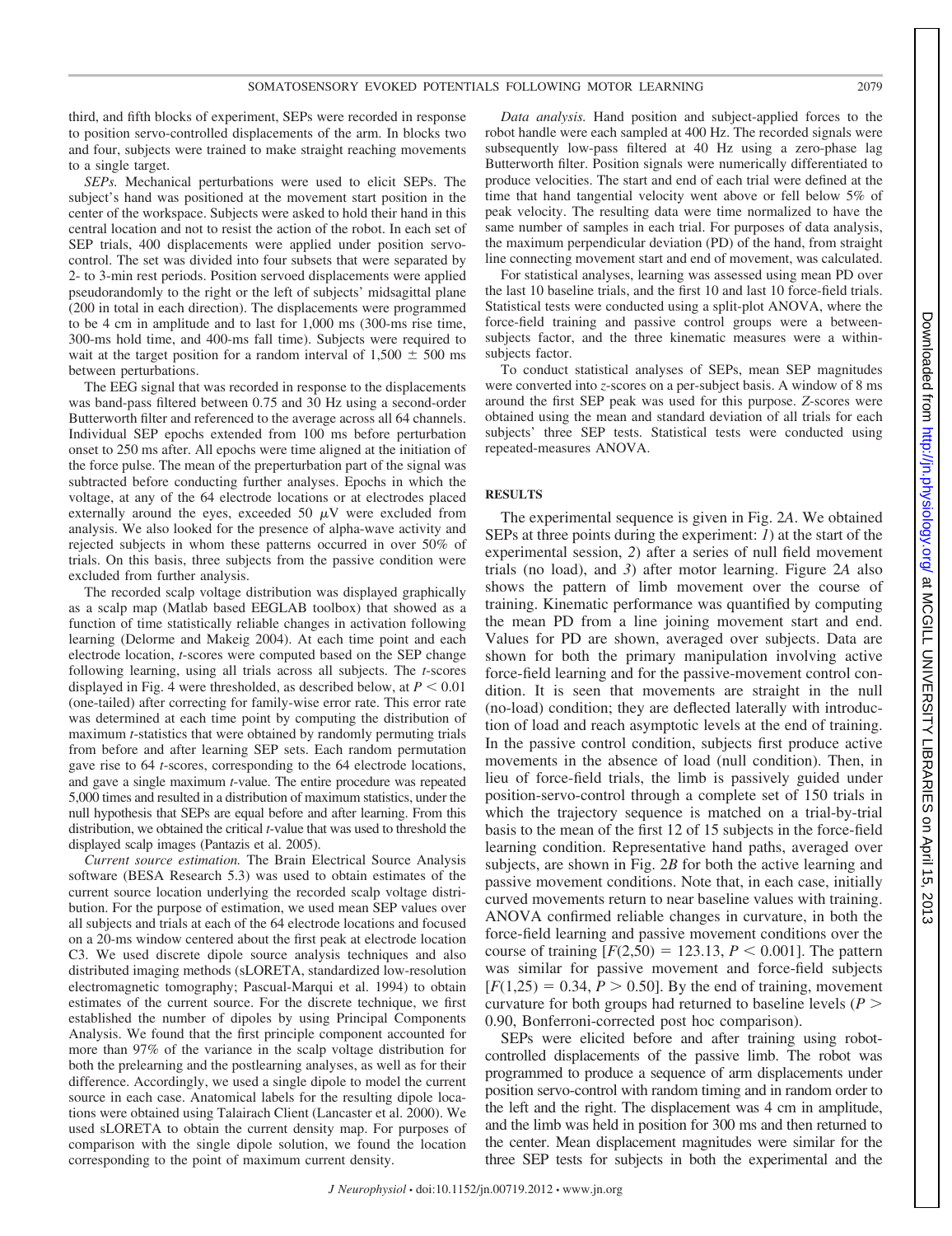third, and fifth blocks of experiment, SEPs were recorded in response to position servo-controlled displacements of the arm. In blocks two and four, subjects were trained to make straight reaching movements to a single target.

*SEPs.* Mechanical perturbations were used to elicit SEPs. The subject's hand was positioned at the movement start position in the center of the workspace. Subjects were asked to hold their hand in this central location and not to resist the action of the robot. In each set of SEP trials, 400 displacements were applied under position servo-control. The set was divided into four subsets that were separated by 2- to 3-min rest periods. Position servoed displacements were applied pseudorandomly to the right or the left of subjects' midsagittal plane (200 in total in each direction). The displacements were programmed to be 4 cm in amplitude and to last for 1,000 ms (300-ms rise time, 300-ms hold time, and 400-ms fall time). Subjects were required to wait at the target position for a random interval of $1,500 \pm 500$ ms between perturbations.

The EEG signal that was recorded in response to the displacements was band-pass filtered between 0.75 and 30 Hz using a second-order Butterworth filter and referenced to the average across all 64 channels. Individual SEP epochs extended from 100 ms before perturbation onset to 250 ms after. All epochs were time aligned at the initiation of the force pulse. The mean of the preperturbation part of the signal was subtracted before conducting further analyses. Epochs in which the voltage, at any of the 64 electrode locations or at electrodes placed externally around the eyes, exceeded 50 $\mu$V were excluded from analysis. We also looked for the presence of alpha-wave activity and rejected subjects in whom these patterns occurred in over 50% of trials. On this basis, three subjects from the passive condition were excluded from further analysis.

The recorded scalp voltage distribution was displayed graphically as a scalp map (Matlab based EEGLAB toolbox) that showed as a function of time statistically reliable changes in activation following learning (Delorme and Makeig 2004). At each time point and each electrode location, *t*-scores were computed based on the SEP change following learning, using all trials across all subjects. The *t*-scores displayed in Fig. 4 were thresholded, as described below, at $P < 0.01$ (one-tailed) after correcting for family-wise error rate. This error rate was determined at each time point by computing the distribution of maximum *t*-statistics that were obtained by randomly permuting trials from before and after learning SEP sets. Each random permutation gave rise to 64 *t*-scores, corresponding to the 64 electrode locations, and gave a single maximum *t*-value. The entire procedure was repeated 5,000 times and resulted in a distribution of maximum statistics, under the null hypothesis that SEPs are equal before and after learning. From this distribution, we obtained the critical *t*-value that was used to threshold the displayed scalp images (Pantazis et al. 2005).

*Current source estimation.* The Brain Electrical Source Analysis software (BESA Research 5.3) was used to obtain estimates of the current source location underlying the recorded scalp voltage distribution. For the purpose of estimation, we used mean SEP values over all subjects and trials at each of the 64 electrode locations and focused on a 20-ms window centered about the first peak at electrode location C3. We used discrete dipole source analysis techniques and also distributed imaging methods (sLORETA, standardized low-resolution electromagnetic tomography; Pascual-Marqui et al. 1994) to obtain estimates of the current source. For the discrete technique, we first established the number of dipoles by using Principal Components Analysis. We found that the first principle component accounted for more than 97% of the variance in the scalp voltage distribution for both the prelearning and the postlearning analyses, as well as for their difference. Accordingly, we used a single dipole to model the current source in each case. Anatomical labels for the resulting dipole locations were obtained using Talairach Client (Lancaster et al. 2000). We used sLORETA to obtain the current density map. For purposes of comparison with the single dipole solution, we found the location corresponding to the point of maximum current density.

*Data analysis.* Hand position and subject-applied forces to the robot handle were each sampled at 400 Hz. The recorded signals were subsequently low-pass filtered at 40 Hz using a zero-phase lag Butterworth filter. Position signals were numerically differentiated to produce velocities. The start and end of each trial were defined at the time that hand tangential velocity went above or fell below 5% of peak velocity. The resulting data were time normalized to have the same number of samples in each trial. For purposes of data analysis, the maximum perpendicular deviation (PD) of the hand, from straight line connecting movement start and end of movement, was calculated.

For statistical analyses, learning was assessed using mean PD over the last 10 baseline trials, and the first 10 and last 10 force-field trials. Statistical tests were conducted using a split-plot ANOVA, where the force-field training and passive control groups were a between-subjects factor, and the three kinematic measures were a within-subjects factor.

To conduct statistical analyses of SEPs, mean SEP magnitudes were converted into *z*-scores on a per-subject basis. A window of 8 ms around the first SEP peak was used for this purpose. *Z*-scores were obtained using the mean and standard deviation of all trials for each subjects' three SEP tests. Statistical tests were conducted using repeated-measures ANOVA.

## RESULTS

The experimental sequence is given in Fig. 2*A*. We obtained SEPs at three points during the experiment: *1*) at the start of the experimental session, *2*) after a series of null field movement trials (no load), and *3*) after motor learning. Figure 2*A* also shows the pattern of limb movement over the course of training. Kinematic performance was quantified by computing the mean PD from a line joining movement start and end. Values for PD are shown, averaged over subjects. Data are shown for both the primary manipulation involving active force-field learning and for the passive-movement control condition. It is seen that movements are straight in the null (no-load) condition; they are deflected laterally with introduction of load and reach asymptotic levels at the end of training. In the passive control condition, subjects first produce active movements in the absence of load (null condition). Then, in lieu of force-field trials, the limb is passively guided under position-servo-control through a complete set of 150 trials in which the trajectory sequence is matched on a trial-by-trial basis to the mean of the first 12 of 15 subjects in the force-field learning condition. Representative hand paths, averaged over subjects, are shown in Fig. 2*B* for both the active learning and passive movement conditions. Note that, in each case, initially curved movements return to near baseline values with training. ANOVA confirmed reliable changes in curvature, in both the force-field learning and passive movement conditions over the course of training [$F(2,50) = 123.13$, $P < 0.001$]. The pattern was similar for passive movement and force-field subjects [$F(1,25) = 0.34$, $P > 0.50$]. By the end of training, movement curvature for both groups had returned to baseline levels ($P > 0.90$, Bonferroni-corrected post hoc comparison).

SEPs were elicited before and after training using robot-controlled displacements of the passive limb. The robot was programmed to produce a sequence of arm displacements under position servo-control with random timing and in random order to the left and the right. The displacement was 4 cm in amplitude, and the limb was held in position for 300 ms and then returned to the center. Mean displacement magnitudes were similar for the three SEP tests for subjects in both the experimental and the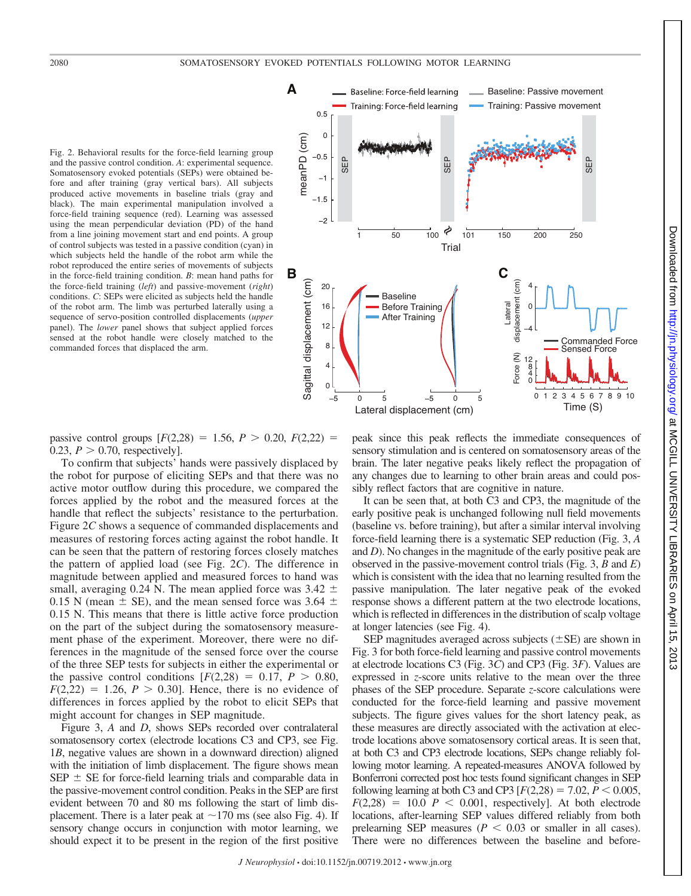Fig. 2. Behavioral results for the force-field learning group and the passive control condition. *A*: experimental sequence. Somatosensory evoked potentials (SEPs) were obtained before and after training (gray vertical bars). All subjects produced active movements in baseline trials (gray and black). The main experimental manipulation involved a force-field training sequence (red). Learning was assessed using the mean perpendicular deviation (PD) of the hand from a line joining movement start and end points. A group of control subjects was tested in a passive condition (cyan) in which subjects held the handle of the robot arm while the robot reproduced the entire series of movements of subjects in the force-field training condition. *B*: mean hand paths for the force-field training (*left*) and passive-movement (*right*) conditions. *C*: SEPs were elicited as subjects held the handle of the robot arm. The limb was perturbed laterally using a sequence of servo-position controlled displacements (*upper* panel). The *lower* panel shows that subject applied forces sensed at the robot handle were closely matched to the commanded forces that displaced the arm.

passive control groups [$F(2,28) = 1.56$, $P > 0.20$, $F(2,22) = 0.23$, $P > 0.70$, respectively].

To confirm that subjects' hands were passively displaced by the robot for purpose of eliciting SEPs and that there was no active motor outflow during this procedure, we compared the forces applied by the robot and the measured forces at the handle that reflect the subjects' resistance to the perturbation. Figure 2*C* shows a sequence of commanded displacements and measures of restoring forces acting against the robot handle. It can be seen that the pattern of restoring forces closely matches the pattern of applied load (see Fig. 2*C*). The difference in magnitude between applied and measured forces to hand was small, averaging 0.24 N. The mean applied force was 3.42 ± 0.15 N (mean ± SE), and the mean sensed force was 3.64 ± 0.15 N. This means that there is little active force production on the part of the subject during the somatosensory measurement phase of the experiment. Moreover, there were no differences in the magnitude of the sensed force over the course of the three SEP tests for subjects in either the experimental or the passive control conditions [$F(2,28) = 0.17$, $P > 0.80$, $F(2,22) = 1.26$, $P > 0.30$]. Hence, there is no evidence of differences in forces applied by the robot to elicit SEPs that might account for changes in SEP magnitude.

Figure 3, *A* and *D*, shows SEPs recorded over contralateral somatosensory cortex (electrode locations C3 and CP3, see Fig. 1*B*, negative values are shown in a downward direction) aligned with the initiation of limb displacement. The figure shows mean SEP ± SE for force-field learning trials and comparable data in the passive-movement control condition. Peaks in the SEP are first evident between 70 and 80 ms following the start of limb displacement. There is a later peak at ~170 ms (see also Fig. 4). If sensory change occurs in conjunction with motor learning, we should expect it to be present in the region of the first positive peak since this peak reflects the immediate consequences of sensory stimulation and is centered on somatosensory areas of the brain. The later negative peaks likely reflect the propagation of any changes due to learning to other brain areas and could possibly reflect factors that are cognitive in nature.

It can be seen that, at both C3 and CP3, the magnitude of the early positive peak is unchanged following null field movements (baseline vs. before training), but after a similar interval involving force-field learning there is a systematic SEP reduction (Fig. 3, *A* and *D*). No changes in the magnitude of the early positive peak are observed in the passive-movement control trials (Fig. 3, *B* and *E*) which is consistent with the idea that no learning resulted from the passive manipulation. The later negative peak of the evoked response shows a different pattern at the two electrode locations, which is reflected in differences in the distribution of scalp voltage at longer latencies (see Fig. 4).

SEP magnitudes averaged across subjects (±SE) are shown in Fig. 3 for both force-field learning and passive control movements at electrode locations C3 (Fig. 3*C*) and CP3 (Fig. 3*F*). Values are expressed in *z*-score units relative to the mean over the three phases of the SEP procedure. Separate *z*-score calculations were conducted for the force-field learning and passive movement subjects. The figure gives values for the short latency peak, as these measures are directly associated with the activation at electrode locations above somatosensory cortical areas. It is seen that, at both C3 and CP3 electrode locations, SEPs change reliably following motor learning. A repeated-measures ANOVA followed by Bonferroni corrected post hoc tests found significant changes in SEP following learning at both C3 and CP3 [$F(2,28) = 7.02$, $P < 0.005$, $F(2,28) = 10.0$ $P < 0.001$, respectively]. At both electrode locations, after-learning SEP values differed reliably from both prelearning SEP measures ($P < 0.03$ or smaller in all cases). There were no differences between the baseline and before-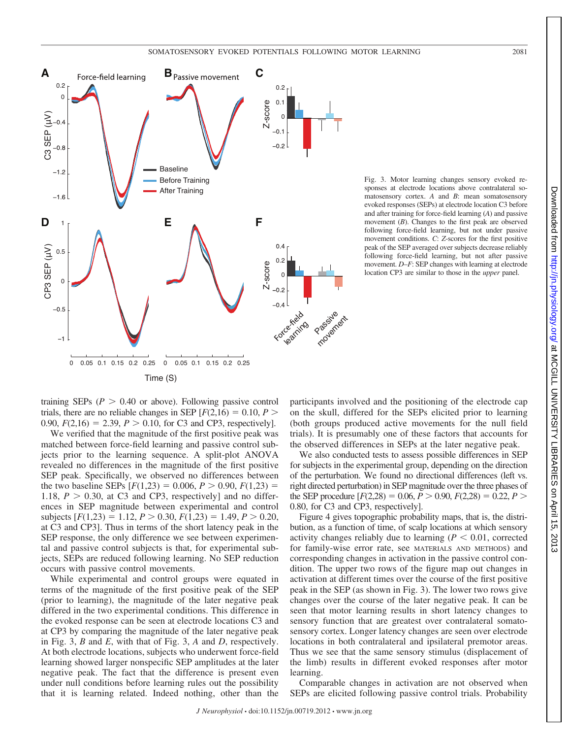Fig. 3. Motor learning changes sensory evoked responses at electrode locations above contralateral somatosensory cortex. *A* and *B*: mean somatosensory evoked responses (SEPs) at electrode location C3 before and after training for force-field learning (*A*) and passive movement (*B*). Changes to the first peak are observed following force-field learning, but not under passive movement conditions. *C*: *Z*-scores for the first positive peak of the SEP averaged over subjects decrease reliably following force-field learning, but not after passive movement. *D–F*: SEP changes with learning at electrode location CP3 are similar to those in the *upper* panel.

training SEPs ($P > 0.40$ or above). Following passive control trials, there are no reliable changes in SEP [$F(2,16) = 0.10$, $P > 0.90$, $F(2,16) = 2.39$, $P > 0.10$, for C3 and CP3, respectively].

We verified that the magnitude of the first positive peak was matched between force-field learning and passive control subjects prior to the learning sequence. A split-plot ANOVA revealed no differences in the magnitude of the first positive SEP peak. Specifically, we observed no differences between the two baseline SEPs [$F(1,23) = 0.006$, $P > 0.90$, $F(1,23) = 1.18$, $P > 0.30$, at C3 and CP3, respectively] and no differences in SEP magnitude between experimental and control subjects [$F(1,23) = 1.12$, $P > 0.30$, $F(1,23) = 1.49$, $P > 0.20$, at C3 and CP3]. Thus in terms of the short latency peak in the SEP response, the only difference we see between experimental and passive control subjects is that, for experimental subjects, SEPs are reduced following learning. No SEP reduction occurs with passive control movements.

While experimental and control groups were equated in terms of the magnitude of the first positive peak of the SEP (prior to learning), the magnitude of the later negative peak differed in the two experimental conditions. This difference in the evoked response can be seen at electrode locations C3 and at CP3 by comparing the magnitude of the later negative peak in Fig. 3, *B* and *E*, with that of Fig. 3, *A* and *D*, respectively. At both electrode locations, subjects who underwent force-field learning showed larger nonspecific SEP amplitudes at the later negative peak. The fact that the difference is present even under null conditions before learning rules out the possibility that it is learning related. Indeed nothing, other than the participants involved and the positioning of the electrode cap on the skull, differed for the SEPs elicited prior to learning (both groups produced active movements for the null field trials). It is presumably one of these factors that accounts for the observed differences in SEPs at the later negative peak.

We also conducted tests to assess possible differences in SEP for subjects in the experimental group, depending on the direction of the perturbation. We found no directional differences (left vs. right directed perturbation) in SEP magnitude over the three phases of the SEP procedure [$F(2,28) = 0.06$, $P > 0.90$, $F(2,28) = 0.22$, $P > 0.80$, for C3 and CP3, respectively].

Figure 4 gives topographic probability maps, that is, the distribution, as a function of time, of scalp locations at which sensory activity changes reliably due to learning ($P < 0.01$, corrected for family-wise error rate, see MATERIALS AND METHODS) and corresponding changes in activation in the passive control condition. The upper two rows of the figure map out changes in activation at different times over the course of the first positive peak in the SEP (as shown in Fig. 3). The lower two rows give changes over the course of the later negative peak. It can be seen that motor learning results in short latency changes to sensory function that are greatest over contralateral somatosensory cortex. Longer latency changes are seen over electrode locations in both contralateral and ipsilateral premotor areas. Thus we see that the same sensory stimulus (displacement of the limb) results in different evoked responses after motor learning.

Comparable changes in activation are not observed when SEPs are elicited following passive control trials. Probability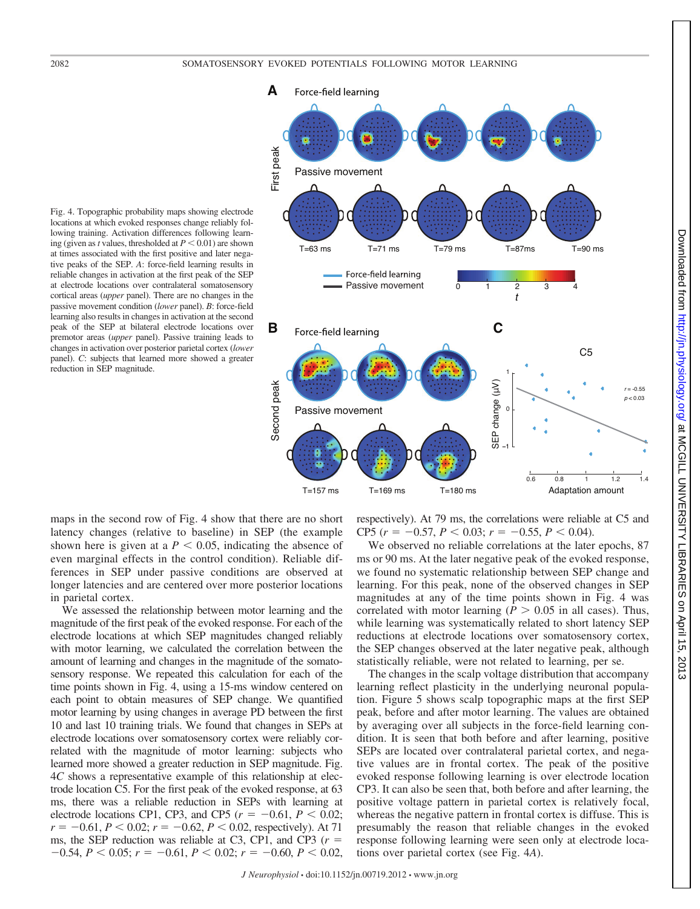Fig. 4. Topographic probability maps showing electrode locations at which evoked responses change reliably following training. Activation differences following learning (given as *t* values, thresholded at $P < 0.01$) are shown at times associated with the first positive and later negative peaks of the SEP. *A*: force-field learning results in reliable changes in activation at the first peak of the SEP at electrode locations over contralateral somatosensory cortical areas (*upper* panel). There are no changes in the passive movement condition (*lower* panel). *B*: force-field learning also results in changes in activation at the second peak of the SEP at bilateral electrode locations over premotor areas (*upper* panel). Passive training leads to changes in activation over posterior parietal cortex (*lower* panel). *C*: subjects that learned more showed a greater reduction in SEP magnitude.

maps in the second row of Fig. 4 show that there are no short latency changes (relative to baseline) in SEP (the example shown here is given at a $P < 0.05$, indicating the absence of even marginal effects in the control condition). Reliable differences in SEP under passive conditions are observed at longer latencies and are centered over more posterior locations in parietal cortex.

We assessed the relationship between motor learning and the magnitude of the first peak of the evoked response. For each of the electrode locations at which SEP magnitudes changed reliably with motor learning, we calculated the correlation between the amount of learning and changes in the magnitude of the somatosensory response. We repeated this calculation for each of the time points shown in Fig. 4, using a 15-ms window centered on each point to obtain measures of SEP change. We quantified motor learning by using changes in average PD between the first 10 and last 10 training trials. We found that changes in SEPs at electrode locations over somatosensory cortex were reliably correlated with the magnitude of motor learning: subjects who learned more showed a greater reduction in SEP magnitude. Fig. 4*C* shows a representative example of this relationship at electrode location C5. For the first peak of the evoked response, at 63 ms, there was a reliable reduction in SEPs with learning at electrode locations CP1, CP3, and CP5 ($r = -0.61$, $P < 0.02$; $r = -0.61$, $P < 0.02$; $r = -0.62$, $P < 0.02$, respectively). At 71 ms, the SEP reduction was reliable at C3, CP1, and CP3 ($r = -0.54$, $P < 0.05$; $r = -0.61$, $P < 0.02$; $r = -0.60$, $P < 0.02$, respectively). At 79 ms, the correlations were reliable at C5 and CP5 ($r = -0.57$, $P < 0.03$; $r = -0.55$, $P < 0.04$).

We observed no reliable correlations at the later epochs, 87 ms or 90 ms. At the later negative peak of the evoked response, we found no systematic relationship between SEP change and learning. For this peak, none of the observed changes in SEP magnitudes at any of the time points shown in Fig. 4 was correlated with motor learning ($P > 0.05$ in all cases). Thus, while learning was systematically related to short latency SEP reductions at electrode locations over somatosensory cortex, the SEP changes observed at the later negative peak, although statistically reliable, were not related to learning, per se.

The changes in the scalp voltage distribution that accompany learning reflect plasticity in the underlying neuronal population. Figure 5 shows scalp topographic maps at the first SEP peak, before and after motor learning. The values are obtained by averaging over all subjects in the force-field learning condition. It is seen that both before and after learning, positive SEPs are located over contralateral parietal cortex, and negative values are in frontal cortex. The peak of the positive evoked response following learning is over electrode location CP3. It can also be seen that, both before and after learning, the positive voltage pattern in parietal cortex is relatively focal, whereas the negative pattern in frontal cortex is diffuse. This is presumably the reason that reliable changes in the evoked response following learning were seen only at electrode locations over parietal cortex (see Fig. 4*A*).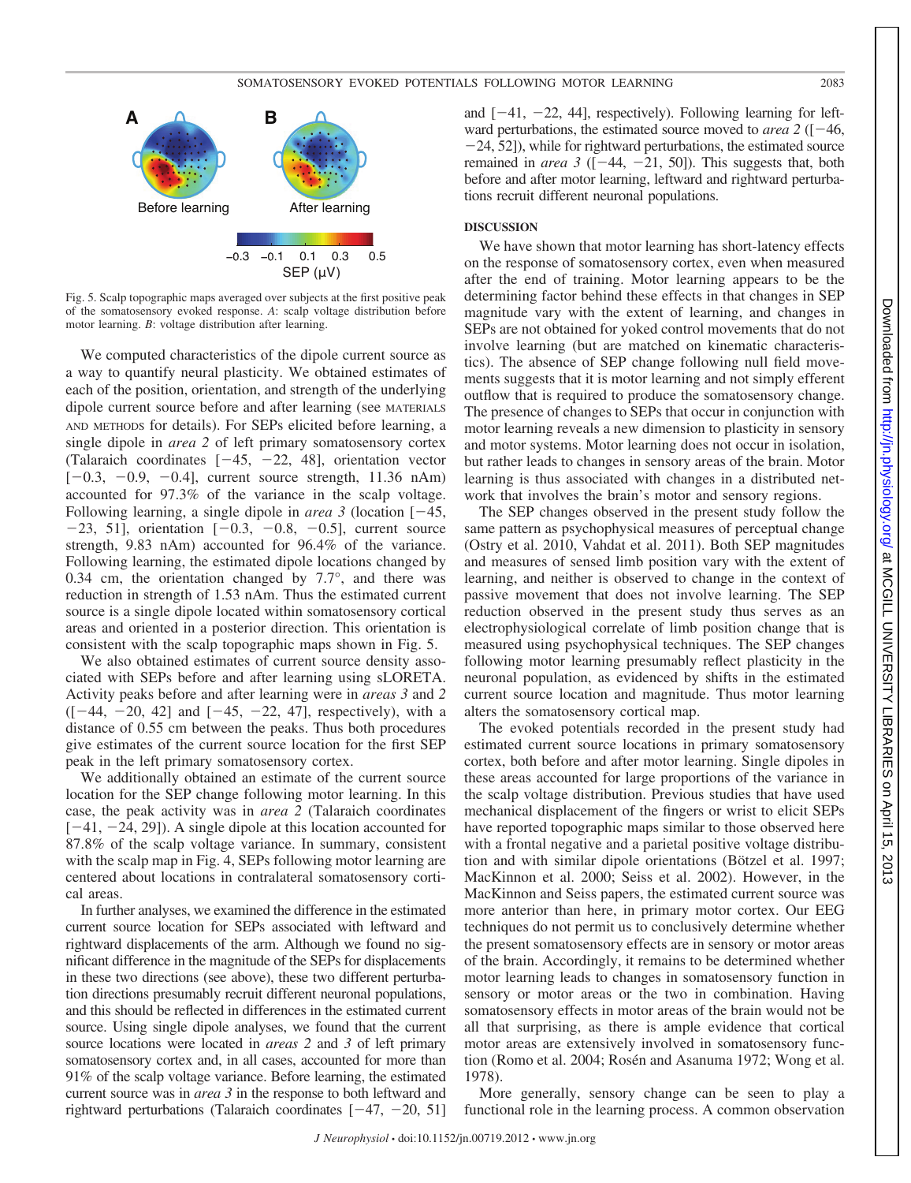Fig. 5. Scalp topographic maps averaged over subjects at the first positive peak of the somatosensory evoked response. *A*: scalp voltage distribution before motor learning. *B*: voltage distribution after learning.

We computed characteristics of the dipole current source as a way to quantify neural plasticity. We obtained estimates of each of the position, orientation, and strength of the underlying dipole current source before and after learning (see MATERIALS AND METHODS for details). For SEPs elicited before learning, a single dipole in *area 2* of left primary somatosensory cortex (Talaraich coordinates [−45, −22, 48], orientation vector [−0.3, −0.9, −0.4], current source strength, 11.36 nAm) accounted for 97.3% of the variance in the scalp voltage. Following learning, a single dipole in *area 3* (location [−45, −23, 51], orientation [−0.3, −0.8, −0.5], current source strength, 9.83 nAm) accounted for 96.4% of the variance. Following learning, the estimated dipole locations changed by 0.34 cm, the orientation changed by 7.7°, and there was reduction in strength of 1.53 nAm. Thus the estimated current source is a single dipole located within somatosensory cortical areas and oriented in a posterior direction. This orientation is consistent with the scalp topographic maps shown in Fig. 5.

We also obtained estimates of current source density associated with SEPs before and after learning using sLORETA. Activity peaks before and after learning were in *areas 3* and *2* ([−44, −20, 42] and [−45, −22, 47], respectively), with a distance of 0.55 cm between the peaks. Thus both procedures give estimates of the current source location for the first SEP peak in the left primary somatosensory cortex.

We additionally obtained an estimate of the current source location for the SEP change following motor learning. In this case, the peak activity was in *area 2* (Talaraich coordinates [−41, −24, 29]). A single dipole at this location accounted for 87.8% of the scalp voltage variance. In summary, consistent with the scalp map in Fig. 4, SEPs following motor learning are centered about locations in contralateral somatosensory cortical areas.

In further analyses, we examined the difference in the estimated current source location for SEPs associated with leftward and rightward displacements of the arm. Although we found no significant difference in the magnitude of the SEPs for displacements in these two directions (see above), these two different perturbation directions presumably recruit different neuronal populations, and this should be reflected in differences in the estimated current source. Using single dipole analyses, we found that the current source locations were located in *areas 2* and *3* of left primary somatosensory cortex and, in all cases, accounted for more than 91% of the scalp voltage variance. Before learning, the estimated current source was in *area 3* in the response to both leftward and rightward perturbations (Talaraich coordinates [−47, −20, 51] and [−41, −22, 44], respectively). Following learning for leftward perturbations, the estimated source moved to *area 2* ([−46, −24, 52]), while for rightward perturbations, the estimated source remained in *area 3* ([−44, −21, 50]). This suggests that, both before and after motor learning, leftward and rightward perturbations recruit different neuronal populations.

## DISCUSSION

We have shown that motor learning has short-latency effects on the response of somatosensory cortex, even when measured after the end of training. Motor learning appears to be the determining factor behind these effects in that changes in SEP magnitude vary with the extent of learning, and changes in SEPs are not obtained for yoked control movements that do not involve learning (but are matched on kinematic characteristics). The absence of SEP change following null field movements suggests that it is motor learning and not simply efferent outflow that is required to produce the somatosensory change. The presence of changes to SEPs that occur in conjunction with motor learning reveals a new dimension to plasticity in sensory and motor systems. Motor learning does not occur in isolation, but rather leads to changes in sensory areas of the brain. Motor learning is thus associated with changes in a distributed network that involves the brain's motor and sensory regions.

The SEP changes observed in the present study follow the same pattern as psychophysical measures of perceptual change (Ostry et al. 2010, Vahdat et al. 2011). Both SEP magnitudes and measures of sensed limb position vary with the extent of learning, and neither is observed to change in the context of passive movement that does not involve learning. The SEP reduction observed in the present study thus serves as an electrophysiological correlate of limb position change that is measured using psychophysical techniques. The SEP changes following motor learning presumably reflect plasticity in the neuronal population, as evidenced by shifts in the estimated current source location and magnitude. Thus motor learning alters the somatosensory cortical map.

The evoked potentials recorded in the present study had estimated current source locations in primary somatosensory cortex, both before and after motor learning. Single dipoles in these areas accounted for large proportions of the variance in the scalp voltage distribution. Previous studies that have used mechanical displacement of the fingers or wrist to elicit SEPs have reported topographic maps similar to those observed here with a frontal negative and a parietal positive voltage distribution and with similar dipole orientations (Bötzel et al. 1997; MacKinnon et al. 2000; Seiss et al. 2002). However, in the MacKinnon and Seiss papers, the estimated current source was more anterior than here, in primary motor cortex. Our EEG techniques do not permit us to conclusively determine whether the present somatosensory effects are in sensory or motor areas of the brain. Accordingly, it remains to be determined whether motor learning leads to changes in somatosensory function in sensory or motor areas or the two in combination. Having somatosensory effects in motor areas of the brain would not be all that surprising, as there is ample evidence that cortical motor areas are extensively involved in somatosensory function (Romo et al. 2004; Rosén and Asanuma 1972; Wong et al. 1978).

More generally, sensory change can be seen to play a functional role in the learning process. A common observation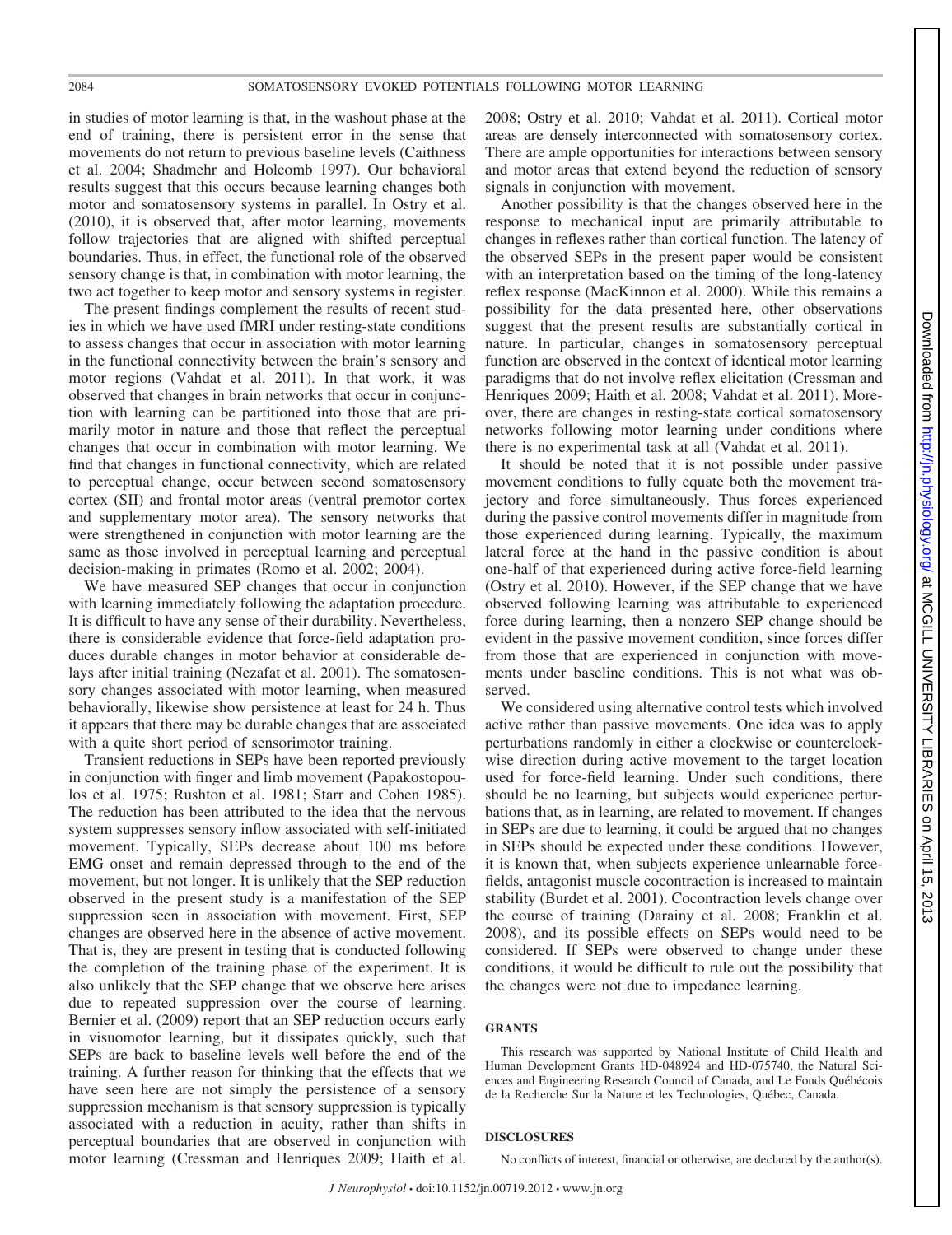in studies of motor learning is that, in the washout phase at the end of training, there is persistent error in the sense that movements do not return to previous baseline levels (Caithness et al. 2004; Shadmehr and Holcomb 1997). Our behavioral results suggest that this occurs because learning changes both motor and somatosensory systems in parallel. In Ostry et al. (2010), it is observed that, after motor learning, movements follow trajectories that are aligned with shifted perceptual boundaries. Thus, in effect, the functional role of the observed sensory change is that, in combination with motor learning, the two act together to keep motor and sensory systems in register.

The present findings complement the results of recent studies in which we have used fMRI under resting-state conditions to assess changes that occur in association with motor learning in the functional connectivity between the brain's sensory and motor regions (Vahdat et al. 2011). In that work, it was observed that changes in brain networks that occur in conjunction with learning can be partitioned into those that are primarily motor in nature and those that reflect the perceptual changes that occur in combination with motor learning. We find that changes in functional connectivity, which are related to perceptual change, occur between second somatosensory cortex (SII) and frontal motor areas (ventral premotor cortex and supplementary motor area). The sensory networks that were strengthened in conjunction with motor learning are the same as those involved in perceptual learning and perceptual decision-making in primates (Romo et al. 2002; 2004).

We have measured SEP changes that occur in conjunction with learning immediately following the adaptation procedure. It is difficult to have any sense of their durability. Nevertheless, there is considerable evidence that force-field adaptation produces durable changes in motor behavior at considerable delays after initial training (Nezafat et al. 2001). The somatosensory changes associated with motor learning, when measured behaviorally, likewise show persistence at least for 24 h. Thus it appears that there may be durable changes that are associated with a quite short period of sensorimotor training.

Transient reductions in SEPs have been reported previously in conjunction with finger and limb movement (Papakostopoulos et al. 1975; Rushton et al. 1981; Starr and Cohen 1985). The reduction has been attributed to the idea that the nervous system suppresses sensory inflow associated with self-initiated movement. Typically, SEPs decrease about 100 ms before EMG onset and remain depressed through to the end of the movement, but not longer. It is unlikely that the SEP reduction observed in the present study is a manifestation of the SEP suppression seen in association with movement. First, SEP changes are observed here in the absence of active movement. That is, they are present in testing that is conducted following the completion of the training phase of the experiment. It is also unlikely that the SEP change that we observe here arises due to repeated suppression over the course of learning. Bernier et al. (2009) report that an SEP reduction occurs early in visuomotor learning, but it dissipates quickly, such that SEPs are back to baseline levels well before the end of the training. A further reason for thinking that the effects that we have seen here are not simply the persistence of a sensory suppression mechanism is that sensory suppression is typically associated with a reduction in acuity, rather than shifts in perceptual boundaries that are observed in conjunction with motor learning (Cressman and Henriques 2009; Haith et al. 2008; Ostry et al. 2010; Vahdat et al. 2011). Cortical motor areas are densely interconnected with somatosensory cortex. There are ample opportunities for interactions between sensory and motor areas that extend beyond the reduction of sensory signals in conjunction with movement.

Another possibility is that the changes observed here in the response to mechanical input are primarily attributable to changes in reflexes rather than cortical function. The latency of the observed SEPs in the present paper would be consistent with an interpretation based on the timing of the long-latency reflex response (MacKinnon et al. 2000). While this remains a possibility for the data presented here, other observations suggest that the present results are substantially cortical in nature. In particular, changes in somatosensory perceptual function are observed in the context of identical motor learning paradigms that do not involve reflex elicitation (Cressman and Henriques 2009; Haith et al. 2008; Vahdat et al. 2011). Moreover, there are changes in resting-state cortical somatosensory networks following motor learning under conditions where there is no experimental task at all (Vahdat et al. 2011).

It should be noted that it is not possible under passive movement conditions to fully equate both the movement trajectory and force simultaneously. Thus forces experienced during the passive control movements differ in magnitude from those experienced during learning. Typically, the maximum lateral force at the hand in the passive condition is about one-half of that experienced during active force-field learning (Ostry et al. 2010). However, if the SEP change that we have observed following learning was attributable to experienced force during learning, then a nonzero SEP change should be evident in the passive movement condition, since forces differ from those that are experienced in conjunction with movements under baseline conditions. This is not what was observed.

We considered using alternative control tests which involved active rather than passive movements. One idea was to apply perturbations randomly in either a clockwise or counterclockwise direction during active movement to the target location used for force-field learning. Under such conditions, there should be no learning, but subjects would experience perturbations that, as in learning, are related to movement. If changes in SEPs are due to learning, it could be argued that no changes in SEPs should be expected under these conditions. However, it is known that, when subjects experience unlearnable force-fields, antagonist muscle cocontraction is increased to maintain stability (Burdet et al. 2001). Cocontraction levels change over the course of training (Darainy et al. 2008; Franklin et al. 2008), and its possible effects on SEPs would need to be considered. If SEPs were observed to change under these conditions, it would be difficult to rule out the possibility that the changes were not due to impedance learning.

## GRANTS

This research was supported by National Institute of Child Health and Human Development Grants HD-048924 and HD-075740, the Natural Sciences and Engineering Research Council of Canada, and Le Fonds Québécois de la Recherche Sur la Nature et les Technologies, Québec, Canada.

## DISCLOSURES

No conflicts of interest, financial or otherwise, are declared by the author(s).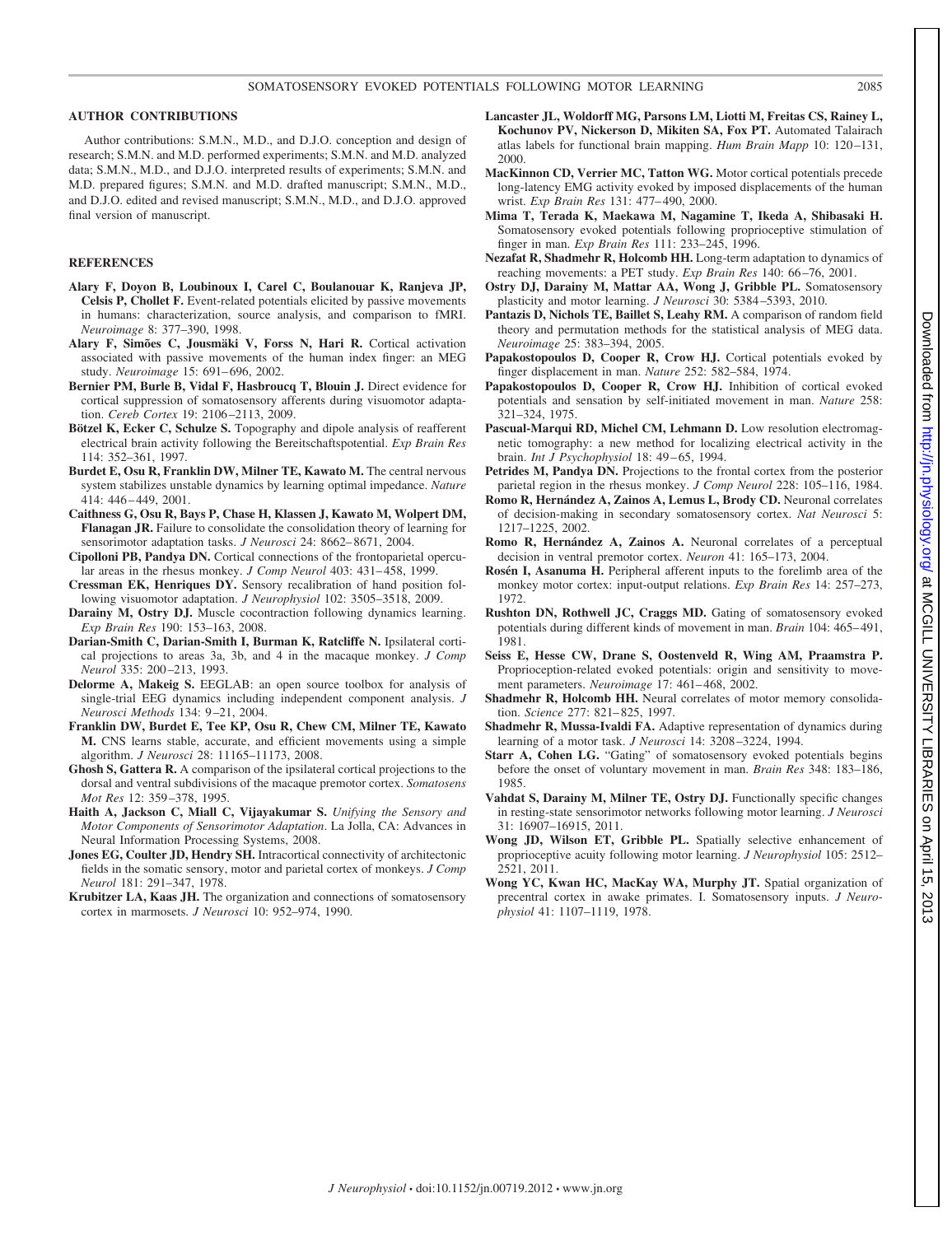## AUTHOR CONTRIBUTIONS

Author contributions: S.M.N., M.D., and D.J.O. conception and design of research; S.M.N. and M.D. performed experiments; S.M.N. and M.D. analyzed data; S.M.N., M.D., and D.J.O. interpreted results of experiments; S.M.N. and M.D. prepared figures; S.M.N. and M.D. drafted manuscript; S.M.N., M.D., and D.J.O. edited and revised manuscript; S.M.N., M.D., and D.J.O. approved final version of manuscript.

## REFERENCES

**Alary F, Doyon B, Loubinoux I, Carel C, Boulanouar K, Ranjeva JP, Celsis P, Chollet F.** Event-related potentials elicited by passive movements in humans: characterization, source analysis, and comparison to fMRI. *Neuroimage* 8: 377–390, 1998.

**Alary F, Simões C, Jousmäki V, Forss N, Hari R.** Cortical activation associated with passive movements of the human index finger: an MEG study. *Neuroimage* 15: 691–696, 2002.

**Bernier PM, Burle B, Vidal F, Hasbroucq T, Blouin J.** Direct evidence for cortical suppression of somatosensory afferents during visuomotor adaptation. *Cereb Cortex* 19: 2106–2113, 2009.

**Bötzel K, Ecker C, Schulze S.** Topography and dipole analysis of reafferent electrical brain activity following the Bereitschaftspotential. *Exp Brain Res* 114: 352–361, 1997.

**Burdet E, Osu R, Franklin DW, Milner TE, Kawato M.** The central nervous system stabilizes unstable dynamics by learning optimal impedance. *Nature* 414: 446–449, 2001.

**Caithness G, Osu R, Bays P, Chase H, Klassen J, Kawato M, Wolpert DM, Flanagan JR.** Failure to consolidate the consolidation theory of learning for sensorimotor adaptation tasks. *J Neurosci* 24: 8662–8671, 2004.

**Cipolloni PB, Pandya DN.** Cortical connections of the frontoparietal opercular areas in the rhesus monkey. *J Comp Neurol* 403: 431–458, 1999.

**Cressman EK, Henriques DY.** Sensory recalibration of hand position following visuomotor adaptation. *J Neurophysiol* 102: 3505–3518, 2009.

**Darainy M, Ostry DJ.** Muscle cocontraction following dynamics learning. *Exp Brain Res* 190: 153–163, 2008.

**Darian-Smith C, Darian-Smith I, Burman K, Ratcliffe N.** Ipsilateral cortical projections to areas 3a, 3b, and 4 in the macaque monkey. *J Comp Neurol* 335: 200–213, 1993.

**Delorme A, Makeig S.** EEGLAB: an open source toolbox for analysis of single-trial EEG dynamics including independent component analysis. *J Neurosci Methods* 134: 9–21, 2004.

**Franklin DW, Burdet E, Tee KP, Osu R, Chew CM, Milner TE, Kawato M.** CNS learns stable, accurate, and efficient movements using a simple algorithm. *J Neurosci* 28: 11165–11173, 2008.

**Ghosh S, Gattera R.** A comparison of the ipsilateral cortical projections to the dorsal and ventral subdivisions of the macaque premotor cortex. *Somatosens Mot Res* 12: 359–378, 1995.

**Haith A, Jackson C, Miall C, Vijayakumar S.** *Unifying the Sensory and Motor Components of Sensorimotor Adaptation*. La Jolla, CA: Advances in Neural Information Processing Systems, 2008.

**Jones EG, Coulter JD, Hendry SH.** Intracortical connectivity of architectonic fields in the somatic sensory, motor and parietal cortex of monkeys. *J Comp Neurol* 181: 291–347, 1978.

**Krubitzer LA, Kaas JH.** The organization and connections of somatosensory cortex in marmosets. *J Neurosci* 10: 952–974, 1990.

**Lancaster JL, Woldorff MG, Parsons LM, Liotti M, Freitas CS, Rainey L, Kochunov PV, Nickerson D, Mikiten SA, Fox PT.** Automated Talairach atlas labels for functional brain mapping. *Hum Brain Mapp* 10: 120–131, 2000.

**MacKinnon CD, Verrier MC, Tatton WG.** Motor cortical potentials precede long-latency EMG activity evoked by imposed displacements of the human wrist. *Exp Brain Res* 131: 477–490, 2000.

**Mima T, Terada K, Maekawa M, Nagamine T, Ikeda A, Shibasaki H.** Somatosensory evoked potentials following proprioceptive stimulation of finger in man. *Exp Brain Res* 111: 233–245, 1996.

**Nezafat R, Shadmehr R, Holcomb HH.** Long-term adaptation to dynamics of reaching movements: a PET study. *Exp Brain Res* 140: 66–76, 2001.

**Ostry DJ, Darainy M, Mattar AA, Wong J, Gribble PL.** Somatosensory plasticity and motor learning. *J Neurosci* 30: 5384–5393, 2010.

**Pantazis D, Nichols TE, Baillet S, Leahy RM.** A comparison of random field theory and permutation methods for the statistical analysis of MEG data. *Neuroimage* 25: 383–394, 2005.

**Papakostopoulos D, Cooper R, Crow HJ.** Cortical potentials evoked by finger displacement in man. *Nature* 252: 582–584, 1974.

**Papakostopoulos D, Cooper R, Crow HJ.** Inhibition of cortical evoked potentials and sensation by self-initiated movement in man. *Nature* 258: 321–324, 1975.

**Pascual-Marqui RD, Michel CM, Lehmann D.** Low resolution electromagnetic tomography: a new method for localizing electrical activity in the brain. *Int J Psychophysiol* 18: 49–65, 1994.

**Petrides M, Pandya DN.** Projections to the frontal cortex from the posterior parietal region in the rhesus monkey. *J Comp Neurol* 228: 105–116, 1984.

**Romo R, Hernández A, Zainos A, Lemus L, Brody CD.** Neuronal correlates of decision-making in secondary somatosensory cortex. *Nat Neurosci* 5: 1217–1225, 2002.

**Romo R, Hernández A, Zainos A.** Neuronal correlates of a perceptual decision in ventral premotor cortex. *Neuron* 41: 165–173, 2004.

**Rosén I, Asanuma H.** Peripheral afferent inputs to the forelimb area of the monkey motor cortex: input-output relations. *Exp Brain Res* 14: 257–273, 1972.

**Rushton DN, Rothwell JC, Craggs MD.** Gating of somatosensory evoked potentials during different kinds of movement in man. *Brain* 104: 465–491, 1981.

**Seiss E, Hesse CW, Drane S, Oostenveld R, Wing AM, Praamstra P.** Proprioception-related evoked potentials: origin and sensitivity to movement parameters. *Neuroimage* 17: 461–468, 2002.

**Shadmehr R, Holcomb HH.** Neural correlates of motor memory consolidation. *Science* 277: 821–825, 1997.

**Shadmehr R, Mussa-Ivaldi FA.** Adaptive representation of dynamics during learning of a motor task. *J Neurosci* 14: 3208–3224, 1994.

**Starr A, Cohen LG.** "Gating" of somatosensory evoked potentials begins before the onset of voluntary movement in man. *Brain Res* 348: 183–186, 1985.

**Vahdat S, Darainy M, Milner TE, Ostry DJ.** Functionally specific changes in resting-state sensorimotor networks following motor learning. *J Neurosci* 31: 16907–16915, 2011.

**Wong JD, Wilson ET, Gribble PL.** Spatially selective enhancement of proprioceptive acuity following motor learning. *J Neurophysiol* 105: 2512–2521, 2011.

**Wong YC, Kwan HC, MacKay WA, Murphy JT.** Spatial organization of precentral cortex in awake primates. I. Somatosensory inputs. *J Neurophysiol* 41: 1107–1119, 1978.